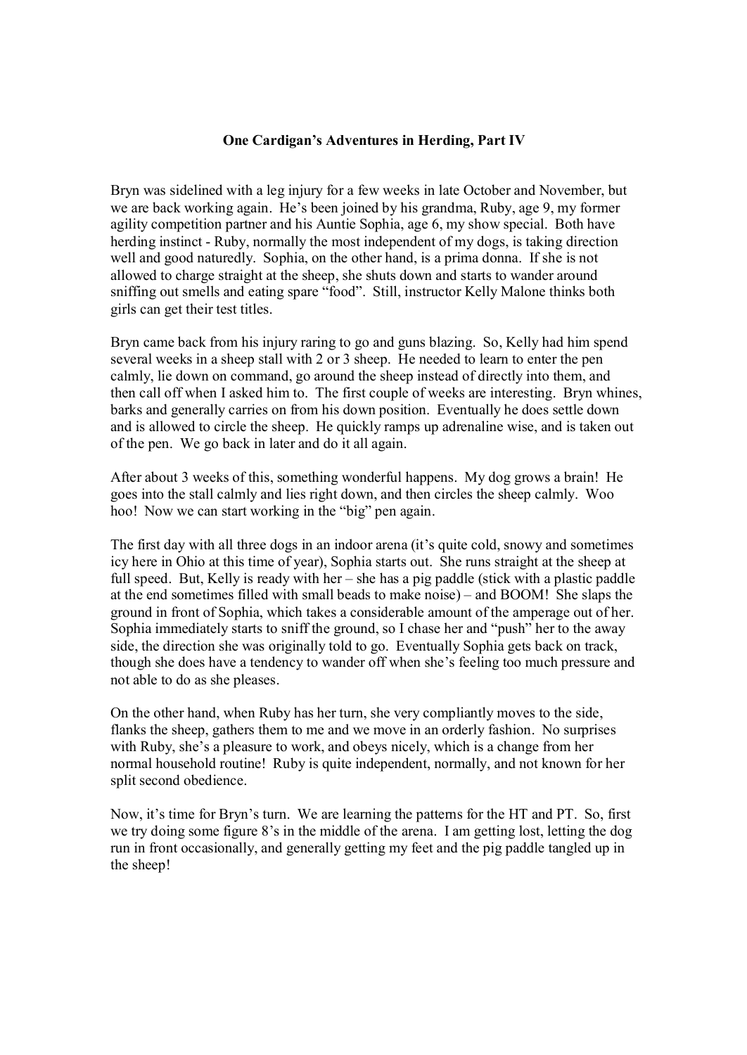**One Cardigan's Adventures in Herding, Part IV**

Bryn was sidelined with a leg injury for a few weeks in late October and November, but we are back working again. He's been joined by his grandma, Ruby, age 9, my former agility competition partner and his Auntie Sophia, age 6, my show special. Both have herding instinct - Ruby, normally the most independent of my dogs, is taking direction well and good naturedly. Sophia, on the other hand, is a prima donna. If she is not allowed to charge straight at the sheep, she shuts down and starts to wander around sniffing out smells and eating spare "food". Still, instructor Kelly Malone thinks both girls can get their test titles.

Bryn came back from his injury raring to go and guns blazing. So, Kelly had him spend several weeks in a sheep stall with 2 or 3 sheep. He needed to learn to enter the pen calmly, lie down on command, go around the sheep instead of directly into them, and then call off when I asked him to. The first couple of weeks are interesting. Bryn whines, barks and generally carries on from his down position. Eventually he does settle down and is allowed to circle the sheep. He quickly ramps up adrenaline wise, and is taken out of the pen. We go back in later and do it all again.

After about 3 weeks of this, something wonderful happens. My dog grows a brain! He goes into the stall calmly and lies right down, and then circles the sheep calmly. Woo hoo! Now we can start working in the "big" pen again.

The first day with all three dogs in an indoor arena (it's quite cold, snowy and sometimes icy here in Ohio at this time of year), Sophia starts out. She runs straight at the sheep at full speed. But, Kelly is ready with her – she has a pig paddle (stick with a plastic paddle at the end sometimes filled with small beads to make noise) – and BOOM! She slaps the ground in front of Sophia, which takes a considerable amount of the amperage out of her. Sophia immediately starts to sniff the ground, so I chase her and "push" her to the away side, the direction she was originally told to go. Eventually Sophia gets back on track, though she does have a tendency to wander off when she's feeling too much pressure and not able to do as she pleases.

On the other hand, when Ruby has her turn, she very compliantly moves to the side, flanks the sheep, gathers them to me and we move in an orderly fashion. No surprises with Ruby, she's a pleasure to work, and obeys nicely, which is a change from her normal household routine! Ruby is quite independent, normally, and not known for her split second obedience.

Now, it's time for Bryn's turn. We are learning the patterns for the HT and PT. So, first we try doing some figure 8's in the middle of the arena. I am getting lost, letting the dog run in front occasionally, and generally getting my feet and the pig paddle tangled up in the sheep!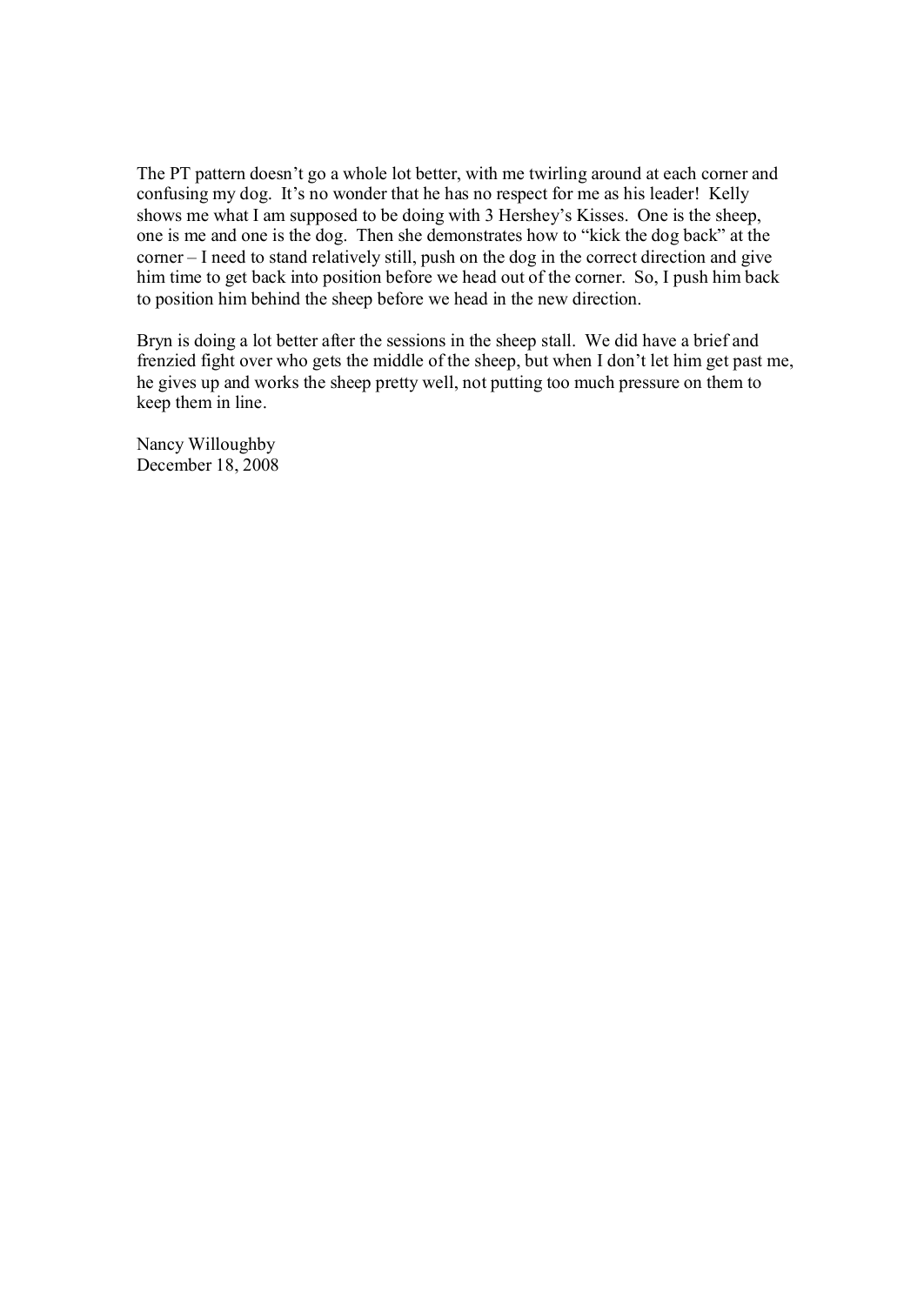The PT pattern doesn't go a whole lot better, with me twirling around at each corner and confusing my dog. It's no wonder that he has no respect for me as his leader! Kelly shows me what I am supposed to be doing with 3 Hershey's Kisses. One is the sheep, one is me and one is the dog. Then she demonstrates how to "kick the dog back" at the corner – I need to stand relatively still, push on the dog in the correct direction and give him time to get back into position before we head out of the corner. So, I push him back to position him behind the sheep before we head in the new direction.

Bryn is doing a lot better after the sessions in the sheep stall. We did have a brief and frenzied fight over who gets the middle of the sheep, but when I don't let him get past me, he gives up and works the sheep pretty well, not putting too much pressure on them to keep them in line.

Nancy Willoughby
December 18, 2008